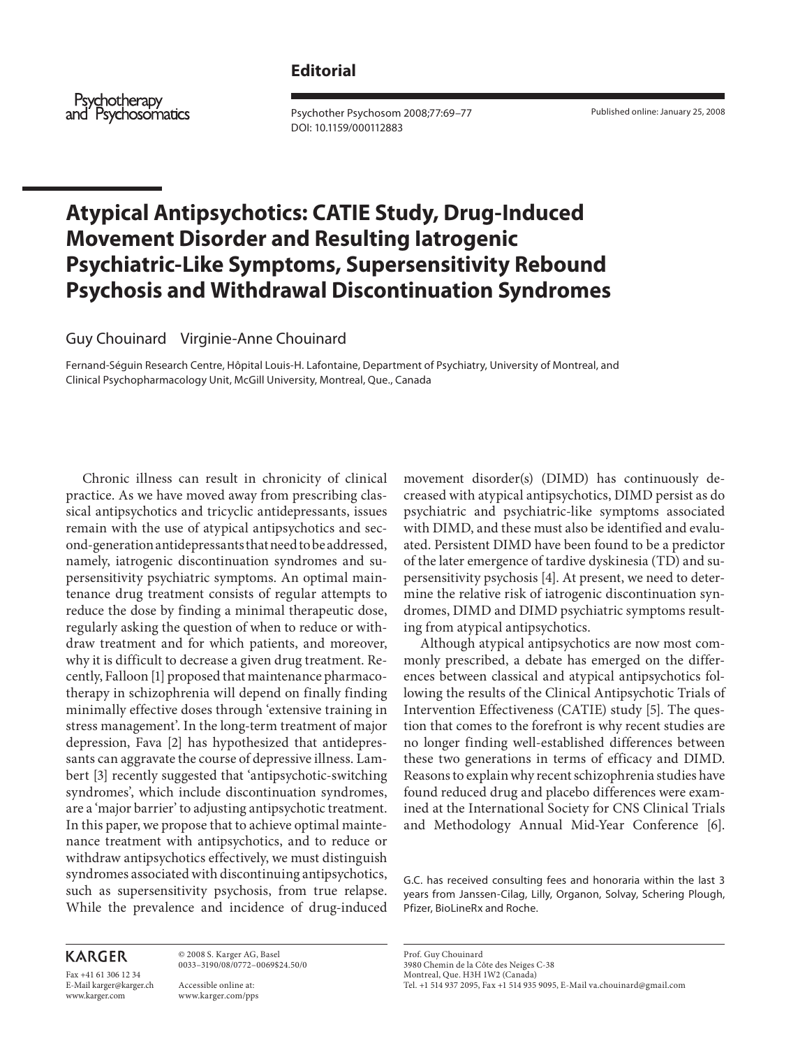**Editorial**

Psychotherapy and Psychosomatics

Psychother Psychosom 2008;77:69–77
DOI: 10.1159/000112883

Published online: January 25, 2008

# Atypical Antipsychotics: CATIE Study, Drug-Induced Movement Disorder and Resulting Iatrogenic Psychiatric-Like Symptoms, Supersensitivity Rebound Psychosis and Withdrawal Discontinuation Syndromes

Guy Chouinard Virginie-Anne Chouinard

Fernand-Séguin Research Centre, Hôpital Louis-H. Lafontaine, Department of Psychiatry, University of Montreal, and Clinical Psychopharmacology Unit, McGill University, Montreal, Que., Canada

Chronic illness can result in chronicity of clinical practice. As we have moved away from prescribing classical antipsychotics and tricyclic antidepressants, issues remain with the use of atypical antipsychotics and second-generation antidepressants that need to be addressed, namely, iatrogenic discontinuation syndromes and supersensitivity psychiatric symptoms. An optimal maintenance drug treatment consists of regular attempts to reduce the dose by finding a minimal therapeutic dose, regularly asking the question of when to reduce or withdraw treatment and for which patients, and moreover, why it is difficult to decrease a given drug treatment. Recently, Falloon [1] proposed that maintenance pharmacotherapy in schizophrenia will depend on finally finding minimally effective doses through 'extensive training in stress management'. In the long-term treatment of major depression, Fava [2] has hypothesized that antidepressants can aggravate the course of depressive illness. Lambert [3] recently suggested that 'antipsychotic-switching syndromes', which include discontinuation syndromes, are a 'major barrier' to adjusting antipsychotic treatment. In this paper, we propose that to achieve optimal maintenance treatment with antipsychotics, and to reduce or withdraw antipsychotics effectively, we must distinguish syndromes associated with discontinuing antipsychotics, such as supersensitivity psychosis, from true relapse. While the prevalence and incidence of drug-induced movement disorder(s) (DIMD) has continuously decreased with atypical antipsychotics, DIMD persist as do psychiatric and psychiatric-like symptoms associated with DIMD, and these must also be identified and evaluated. Persistent DIMD have been found to be a predictor of the later emergence of tardive dyskinesia (TD) and supersensitivity psychosis [4]. At present, we need to determine the relative risk of iatrogenic discontinuation syndromes, DIMD and DIMD psychiatric symptoms resulting from atypical antipsychotics.

Although atypical antipsychotics are now most commonly prescribed, a debate has emerged on the differences between classical and atypical antipsychotics following the results of the Clinical Antipsychotic Trials of Intervention Effectiveness (CATIE) study [5]. The question that comes to the forefront is why recent studies are no longer finding well-established differences between these two generations in terms of efficacy and DIMD. Reasons to explain why recent schizophrenia studies have found reduced drug and placebo differences were examined at the International Society for CNS Clinical Trials and Methodology Annual Mid-Year Conference [6].

G.C. has received consulting fees and honoraria within the last 3 years from Janssen-Cilag, Lilly, Organon, Solvay, Schering Plough, Pfizer, BioLineRx and Roche.

KARGER
Fax +41 61 306 12 34
E-Mail karger@karger.ch
www.karger.com

© 2008 S. Karger AG, Basel
0033–3190/08/0772–0069$24.50/0

Accessible online at:
www.karger.com/pps

Prof. Guy Chouinard
3980 Chemin de la Côte des Neiges C-38
Montreal, Que. H3H 1W2 (Canada)
Tel. +1 514 937 2095, Fax +1 514 935 9095, E-Mail va.chouinard@gmail.com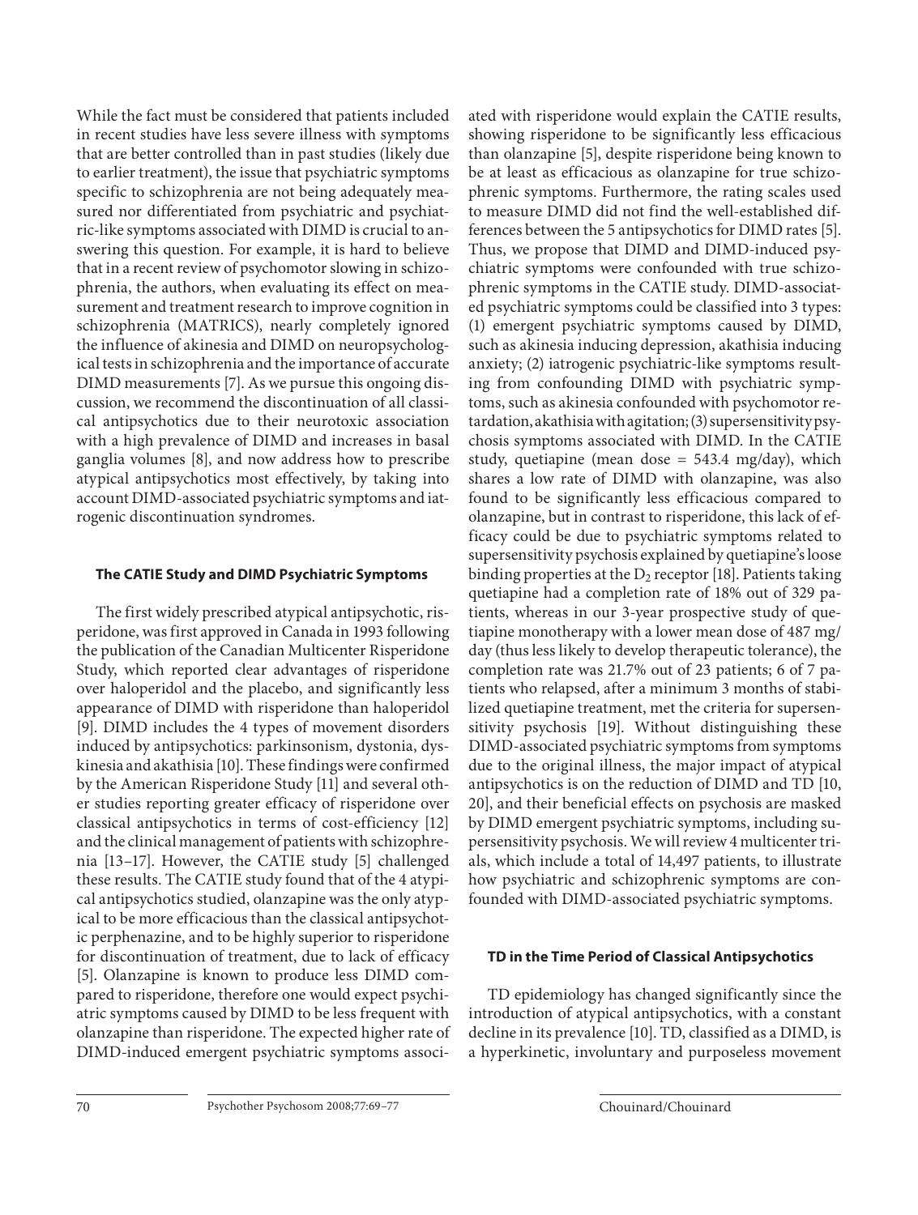While the fact must be considered that patients included in recent studies have less severe illness with symptoms that are better controlled than in past studies (likely due to earlier treatment), the issue that psychiatric symptoms specific to schizophrenia are not being adequately measured nor differentiated from psychiatric and psychiatric-like symptoms associated with DIMD is crucial to answering this question. For example, it is hard to believe that in a recent review of psychomotor slowing in schizophrenia, the authors, when evaluating its effect on measurement and treatment research to improve cognition in schizophrenia (MATRICS), nearly completely ignored the influence of akinesia and DIMD on neuropsychological tests in schizophrenia and the importance of accurate DIMD measurements [7]. As we pursue this ongoing discussion, we recommend the discontinuation of all classical antipsychotics due to their neurotoxic association with a high prevalence of DIMD and increases in basal ganglia volumes [8], and now address how to prescribe atypical antipsychotics most effectively, by taking into account DIMD-associated psychiatric symptoms and iatrogenic discontinuation syndromes.

## The CATIE Study and DIMD Psychiatric Symptoms

The first widely prescribed atypical antipsychotic, risperidone, was first approved in Canada in 1993 following the publication of the Canadian Multicenter Risperidone Study, which reported clear advantages of risperidone over haloperidol and the placebo, and significantly less appearance of DIMD with risperidone than haloperidol [9]. DIMD includes the 4 types of movement disorders induced by antipsychotics: parkinsonism, dystonia, dyskinesia and akathisia [10]. These findings were confirmed by the American Risperidone Study [11] and several other studies reporting greater efficacy of risperidone over classical antipsychotics in terms of cost-efficiency [12] and the clinical management of patients with schizophrenia [13–17]. However, the CATIE study [5] challenged these results. The CATIE study found that of the 4 atypical antipsychotics studied, olanzapine was the only atypical to be more efficacious than the classical antipsychotic perphenazine, and to be highly superior to risperidone for discontinuation of treatment, due to lack of efficacy [5]. Olanzapine is known to produce less DIMD compared to risperidone, therefore one would expect psychiatric symptoms caused by DIMD to be less frequent with olanzapine than risperidone. The expected higher rate of DIMD-induced emergent psychiatric symptoms associated with risperidone would explain the CATIE results, showing risperidone to be significantly less efficacious than olanzapine [5], despite risperidone being known to be at least as efficacious as olanzapine for true schizophrenic symptoms. Furthermore, the rating scales used to measure DIMD did not find the well-established differences between the 5 antipsychotics for DIMD rates [5]. Thus, we propose that DIMD and DIMD-induced psychiatric symptoms were confounded with true schizophrenic symptoms in the CATIE study. DIMD-associated psychiatric symptoms could be classified into 3 types: (1) emergent psychiatric symptoms caused by DIMD, such as akinesia inducing depression, akathisia inducing anxiety; (2) iatrogenic psychiatric-like symptoms resulting from confounding DIMD with psychiatric symptoms, such as akinesia confounded with psychomotor retardation, akathisia with agitation; (3) supersensitivity psychosis symptoms associated with DIMD. In the CATIE study, quetiapine (mean dose = 543.4 mg/day), which shares a low rate of DIMD with olanzapine, was also found to be significantly less efficacious compared to olanzapine, but in contrast to risperidone, this lack of efficacy could be due to psychiatric symptoms related to supersensitivity psychosis explained by quetiapine's loose binding properties at the $D_2$ receptor [18]. Patients taking quetiapine had a completion rate of 18% out of 329 patients, whereas in our 3-year prospective study of quetiapine monotherapy with a lower mean dose of 487 mg/day (thus less likely to develop therapeutic tolerance), the completion rate was 21.7% out of 23 patients; 6 of 7 patients who relapsed, after a minimum 3 months of stabilized quetiapine treatment, met the criteria for supersensitivity psychosis [19]. Without distinguishing these DIMD-associated psychiatric symptoms from symptoms due to the original illness, the major impact of atypical antipsychotics is on the reduction of DIMD and TD [10, 20], and their beneficial effects on psychosis are masked by DIMD emergent psychiatric symptoms, including supersensitivity psychosis. We will review 4 multicenter trials, which include a total of 14,497 patients, to illustrate how psychiatric and schizophrenic symptoms are confounded with DIMD-associated psychiatric symptoms.

## TD in the Time Period of Classical Antipsychotics

TD epidemiology has changed significantly since the introduction of atypical antipsychotics, with a constant decline in its prevalence [10]. TD, classified as a DIMD, is a hyperkinetic, involuntary and purposeless movement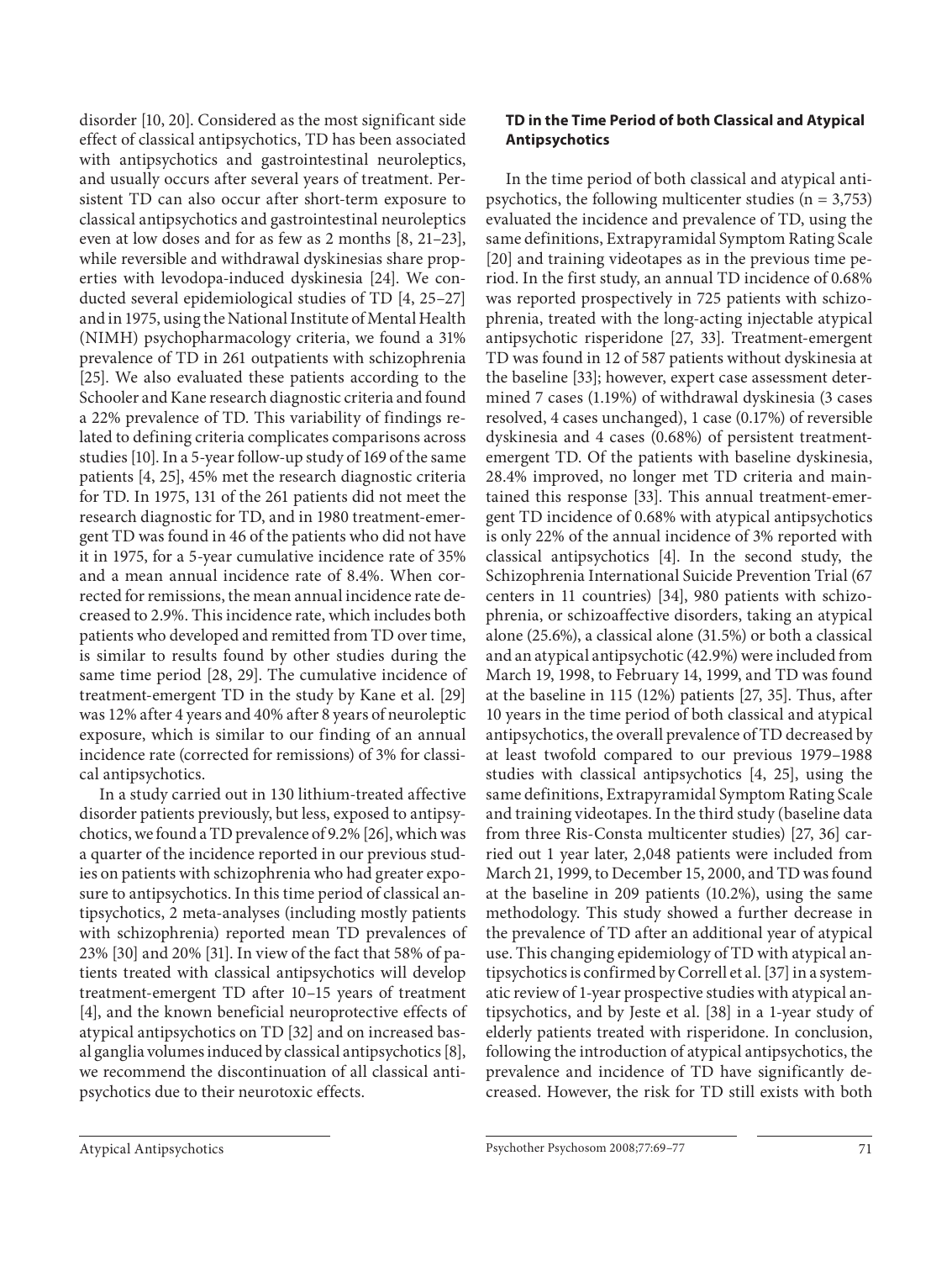disorder [10, 20]. Considered as the most significant side effect of classical antipsychotics, TD has been associated with antipsychotics and gastrointestinal neuroleptics, and usually occurs after several years of treatment. Persistent TD can also occur after short-term exposure to classical antipsychotics and gastrointestinal neuroleptics even at low doses and for as few as 2 months [8, 21–23], while reversible and withdrawal dyskinesias share properties with levodopa-induced dyskinesia [24]. We conducted several epidemiological studies of TD [4, 25–27] and in 1975, using the National Institute of Mental Health (NIMH) psychopharmacology criteria, we found a 31% prevalence of TD in 261 outpatients with schizophrenia [25]. We also evaluated these patients according to the Schooler and Kane research diagnostic criteria and found a 22% prevalence of TD. This variability of findings related to defining criteria complicates comparisons across studies [10]. In a 5-year follow-up study of 169 of the same patients [4, 25], 45% met the research diagnostic criteria for TD. In 1975, 131 of the 261 patients did not meet the research diagnostic for TD, and in 1980 treatment-emergent TD was found in 46 of the patients who did not have it in 1975, for a 5-year cumulative incidence rate of 35% and a mean annual incidence rate of 8.4%. When corrected for remissions, the mean annual incidence rate decreased to 2.9%. This incidence rate, which includes both patients who developed and remitted from TD over time, is similar to results found by other studies during the same time period [28, 29]. The cumulative incidence of treatment-emergent TD in the study by Kane et al. [29] was 12% after 4 years and 40% after 8 years of neuroleptic exposure, which is similar to our finding of an annual incidence rate (corrected for remissions) of 3% for classical antipsychotics.

In a study carried out in 130 lithium-treated affective disorder patients previously, but less, exposed to antipsychotics, we found a TD prevalence of 9.2% [26], which was a quarter of the incidence reported in our previous studies on patients with schizophrenia who had greater exposure to antipsychotics. In this time period of classical antipsychotics, 2 meta-analyses (including mostly patients with schizophrenia) reported mean TD prevalences of 23% [30] and 20% [31]. In view of the fact that 58% of patients treated with classical antipsychotics will develop treatment-emergent TD after 10–15 years of treatment [4], and the known beneficial neuroprotective effects of atypical antipsychotics on TD [32] and on increased basal ganglia volumes induced by classical antipsychotics [8], we recommend the discontinuation of all classical antipsychotics due to their neurotoxic effects.

### TD in the Time Period of both Classical and Atypical Antipsychotics

In the time period of both classical and atypical antipsychotics, the following multicenter studies (n = 3,753) evaluated the incidence and prevalence of TD, using the same definitions, Extrapyramidal Symptom Rating Scale [20] and training videotapes as in the previous time period. In the first study, an annual TD incidence of 0.68% was reported prospectively in 725 patients with schizophrenia, treated with the long-acting injectable atypical antipsychotic risperidone [27, 33]. Treatment-emergent TD was found in 12 of 587 patients without dyskinesia at the baseline [33]; however, expert case assessment determined 7 cases (1.19%) of withdrawal dyskinesia (3 cases resolved, 4 cases unchanged), 1 case (0.17%) of reversible dyskinesia and 4 cases (0.68%) of persistent treatment-emergent TD. Of the patients with baseline dyskinesia, 28.4% improved, no longer met TD criteria and maintained this response [33]. This annual treatment-emergent TD incidence of 0.68% with atypical antipsychotics is only 22% of the annual incidence of 3% reported with classical antipsychotics [4]. In the second study, the Schizophrenia International Suicide Prevention Trial (67 centers in 11 countries) [34], 980 patients with schizophrenia, or schizoaffective disorders, taking an atypical alone (25.6%), a classical alone (31.5%) or both a classical and an atypical antipsychotic (42.9%) were included from March 19, 1998, to February 14, 1999, and TD was found at the baseline in 115 (12%) patients [27, 35]. Thus, after 10 years in the time period of both classical and atypical antipsychotics, the overall prevalence of TD decreased by at least twofold compared to our previous 1979–1988 studies with classical antipsychotics [4, 25], using the same definitions, Extrapyramidal Symptom Rating Scale and training videotapes. In the third study (baseline data from three Ris-Consta multicenter studies) [27, 36] carried out 1 year later, 2,048 patients were included from March 21, 1999, to December 15, 2000, and TD was found at the baseline in 209 patients (10.2%), using the same methodology. This study showed a further decrease in the prevalence of TD after an additional year of atypical use. This changing epidemiology of TD with atypical antipsychotics is confirmed by Correll et al. [37] in a systematic review of 1-year prospective studies with atypical antipsychotics, and by Jeste et al. [38] in a 1-year study of elderly patients treated with risperidone. In conclusion, following the introduction of atypical antipsychotics, the prevalence and incidence of TD have significantly decreased. However, the risk for TD still exists with both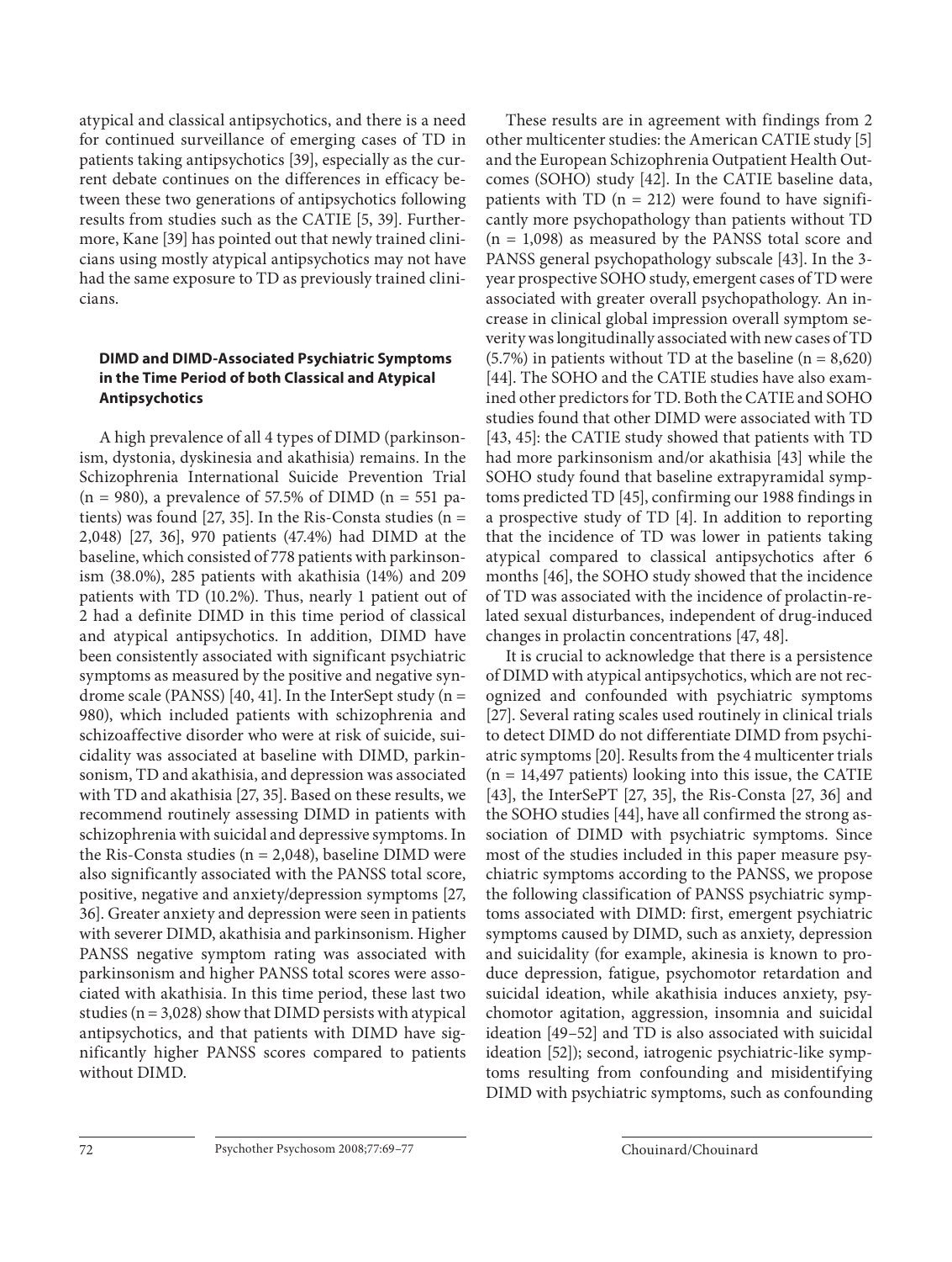atypical and classical antipsychotics, and there is a need for continued surveillance of emerging cases of TD in patients taking antipsychotics [39], especially as the current debate continues on the differences in efficacy between these two generations of antipsychotics following results from studies such as the CATIE [5, 39]. Furthermore, Kane [39] has pointed out that newly trained clinicians using mostly atypical antipsychotics may not have had the same exposure to TD as previously trained clinicians.

### DIMD and DIMD-Associated Psychiatric Symptoms in the Time Period of both Classical and Atypical Antipsychotics

A high prevalence of all 4 types of DIMD (parkinsonism, dystonia, dyskinesia and akathisia) remains. In the Schizophrenia International Suicide Prevention Trial (n = 980), a prevalence of 57.5% of DIMD (n = 551 patients) was found [27, 35]. In the Ris-Consta studies (n = 2,048) [27, 36], 970 patients (47.4%) had DIMD at the baseline, which consisted of 778 patients with parkinsonism (38.0%), 285 patients with akathisia (14%) and 209 patients with TD (10.2%). Thus, nearly 1 patient out of 2 had a definite DIMD in this time period of classical and atypical antipsychotics. In addition, DIMD have been consistently associated with significant psychiatric symptoms as measured by the positive and negative syndrome scale (PANSS) [40, 41]. In the InterSept study (n = 980), which included patients with schizophrenia and schizoaffective disorder who were at risk of suicide, suicidality was associated at baseline with DIMD, parkinsonism, TD and akathisia, and depression was associated with TD and akathisia [27, 35]. Based on these results, we recommend routinely assessing DIMD in patients with schizophrenia with suicidal and depressive symptoms. In the Ris-Consta studies (n = 2,048), baseline DIMD were also significantly associated with the PANSS total score, positive, negative and anxiety/depression symptoms [27, 36]. Greater anxiety and depression were seen in patients with severer DIMD, akathisia and parkinsonism. Higher PANSS negative symptom rating was associated with parkinsonism and higher PANSS total scores were associated with akathisia. In this time period, these last two studies (n = 3,028) show that DIMD persists with atypical antipsychotics, and that patients with DIMD have significantly higher PANSS scores compared to patients without DIMD.

These results are in agreement with findings from 2 other multicenter studies: the American CATIE study [5] and the European Schizophrenia Outpatient Health Outcomes (SOHO) study [42]. In the CATIE baseline data, patients with TD (n = 212) were found to have significantly more psychopathology than patients without TD (n = 1,098) as measured by the PANSS total score and PANSS general psychopathology subscale [43]. In the 3-year prospective SOHO study, emergent cases of TD were associated with greater overall psychopathology. An increase in clinical global impression overall symptom severity was longitudinally associated with new cases of TD (5.7%) in patients without TD at the baseline (n = 8,620) [44]. The SOHO and the CATIE studies have also examined other predictors for TD. Both the CATIE and SOHO studies found that other DIMD were associated with TD [43, 45]: the CATIE study showed that patients with TD had more parkinsonism and/or akathisia [43] while the SOHO study found that baseline extrapyramidal symptoms predicted TD [45], confirming our 1988 findings in a prospective study of TD [4]. In addition to reporting that the incidence of TD was lower in patients taking atypical compared to classical antipsychotics after 6 months [46], the SOHO study showed that the incidence of TD was associated with the incidence of prolactin-related sexual disturbances, independent of drug-induced changes in prolactin concentrations [47, 48].

It is crucial to acknowledge that there is a persistence of DIMD with atypical antipsychotics, which are not recognized and confounded with psychiatric symptoms [27]. Several rating scales used routinely in clinical trials to detect DIMD do not differentiate DIMD from psychiatric symptoms [20]. Results from the 4 multicenter trials (n = 14,497 patients) looking into this issue, the CATIE [43], the InterSePT [27, 35], the Ris-Consta [27, 36] and the SOHO studies [44], have all confirmed the strong association of DIMD with psychiatric symptoms. Since most of the studies included in this paper measure psychiatric symptoms according to the PANSS, we propose the following classification of PANSS psychiatric symptoms associated with DIMD: first, emergent psychiatric symptoms caused by DIMD, such as anxiety, depression and suicidality (for example, akinesia is known to produce depression, fatigue, psychomotor retardation and suicidal ideation, while akathisia induces anxiety, psychomotor agitation, aggression, insomnia and suicidal ideation [49–52] and TD is also associated with suicidal ideation [52]); second, iatrogenic psychiatric-like symptoms resulting from confounding and misidentifying DIMD with psychiatric symptoms, such as confounding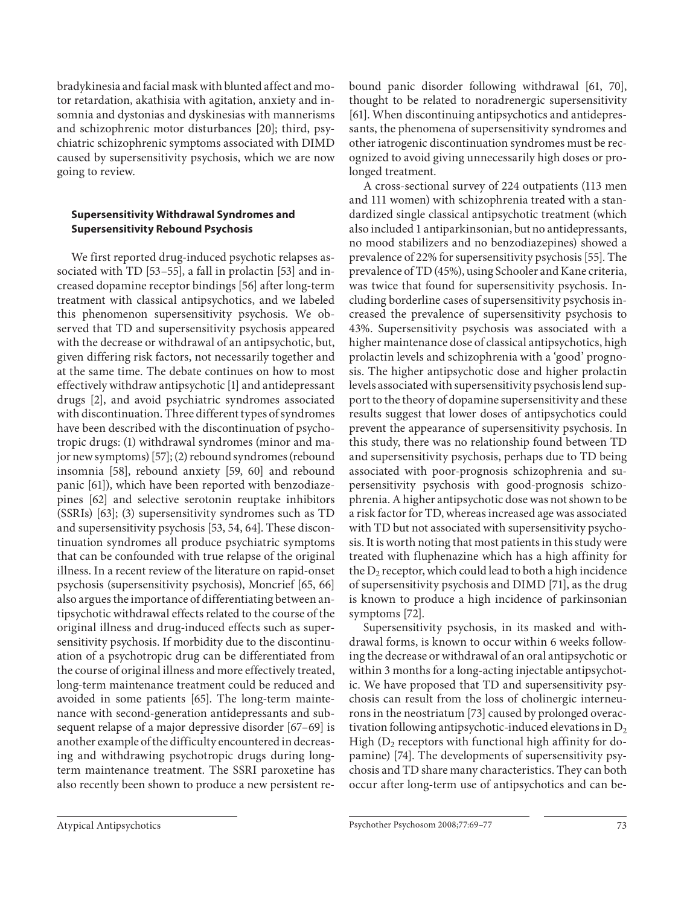bradykinesia and facial mask with blunted affect and motor retardation, akathisia with agitation, anxiety and insomnia and dystonias and dyskinesias with mannerisms and schizophrenic motor disturbances [20]; third, psychiatric schizophrenic symptoms associated with DIMD caused by supersensitivity psychosis, which we are now going to review.

### Supersensitivity Withdrawal Syndromes and Supersensitivity Rebound Psychosis

We first reported drug-induced psychotic relapses associated with TD [53–55], a fall in prolactin [53] and increased dopamine receptor bindings [56] after long-term treatment with classical antipsychotics, and we labeled this phenomenon supersensitivity psychosis. We observed that TD and supersensitivity psychosis appeared with the decrease or withdrawal of an antipsychotic, but, given differing risk factors, not necessarily together and at the same time. The debate continues on how to most effectively withdraw antipsychotic [1] and antidepressant drugs [2], and avoid psychiatric syndromes associated with discontinuation. Three different types of syndromes have been described with the discontinuation of psychotropic drugs: (1) withdrawal syndromes (minor and major new symptoms) [57]; (2) rebound syndromes (rebound insomnia [58], rebound anxiety [59, 60] and rebound panic [61]), which have been reported with benzodiazepines [62] and selective serotonin reuptake inhibitors (SSRIs) [63]; (3) supersensitivity syndromes such as TD and supersensitivity psychosis [53, 54, 64]. These discontinuation syndromes all produce psychiatric symptoms that can be confounded with true relapse of the original illness. In a recent review of the literature on rapid-onset psychosis (supersensitivity psychosis), Moncrief [65, 66] also argues the importance of differentiating between antipsychotic withdrawal effects related to the course of the original illness and drug-induced effects such as supersensitivity psychosis. If morbidity due to the discontinuation of a psychotropic drug can be differentiated from the course of original illness and more effectively treated, long-term maintenance treatment could be reduced and avoided in some patients [65]. The long-term maintenance with second-generation antidepressants and subsequent relapse of a major depressive disorder [67–69] is another example of the difficulty encountered in decreasing and withdrawing psychotropic drugs during long-term maintenance treatment. The SSRI paroxetine has also recently been shown to produce a new persistent rebound panic disorder following withdrawal [61, 70], thought to be related to noradrenergic supersensitivity [61]. When discontinuing antipsychotics and antidepressants, the phenomena of supersensitivity syndromes and other iatrogenic discontinuation syndromes must be recognized to avoid giving unnecessarily high doses or prolonged treatment.

A cross-sectional survey of 224 outpatients (113 men and 111 women) with schizophrenia treated with a standardized single classical antipsychotic treatment (which also included 1 antiparkinsonian, but no antidepressants, no mood stabilizers and no benzodiazepines) showed a prevalence of 22% for supersensitivity psychosis [55]. The prevalence of TD (45%), using Schooler and Kane criteria, was twice that found for supersensitivity psychosis. Including borderline cases of supersensitivity psychosis increased the prevalence of supersensitivity psychosis to 43%. Supersensitivity psychosis was associated with a higher maintenance dose of classical antipsychotics, high prolactin levels and schizophrenia with a 'good' prognosis. The higher antipsychotic dose and higher prolactin levels associated with supersensitivity psychosis lend support to the theory of dopamine supersensitivity and these results suggest that lower doses of antipsychotics could prevent the appearance of supersensitivity psychosis. In this study, there was no relationship found between TD and supersensitivity psychosis, perhaps due to TD being associated with poor-prognosis schizophrenia and supersensitivity psychosis with good-prognosis schizophrenia. A higher antipsychotic dose was not shown to be a risk factor for TD, whereas increased age was associated with TD but not associated with supersensitivity psychosis. It is worth noting that most patients in this study were treated with fluphenazine which has a high affinity for the $D_2$ receptor, which could lead to both a high incidence of supersensitivity psychosis and DIMD [71], as the drug is known to produce a high incidence of parkinsonian symptoms [72].

Supersensitivity psychosis, in its masked and withdrawal forms, is known to occur within 6 weeks following the decrease or withdrawal of an oral antipsychotic or within 3 months for a long-acting injectable antipsychotic. We have proposed that TD and supersensitivity psychosis can result from the loss of cholinergic interneurons in the neostriatum [73] caused by prolonged overactivation following antipsychotic-induced elevations in $D_2$ High ($D_2$ receptors with functional high affinity for dopamine) [74]. The developments of supersensitivity psychosis and TD share many characteristics. They can both occur after long-term use of antipsychotics and can be-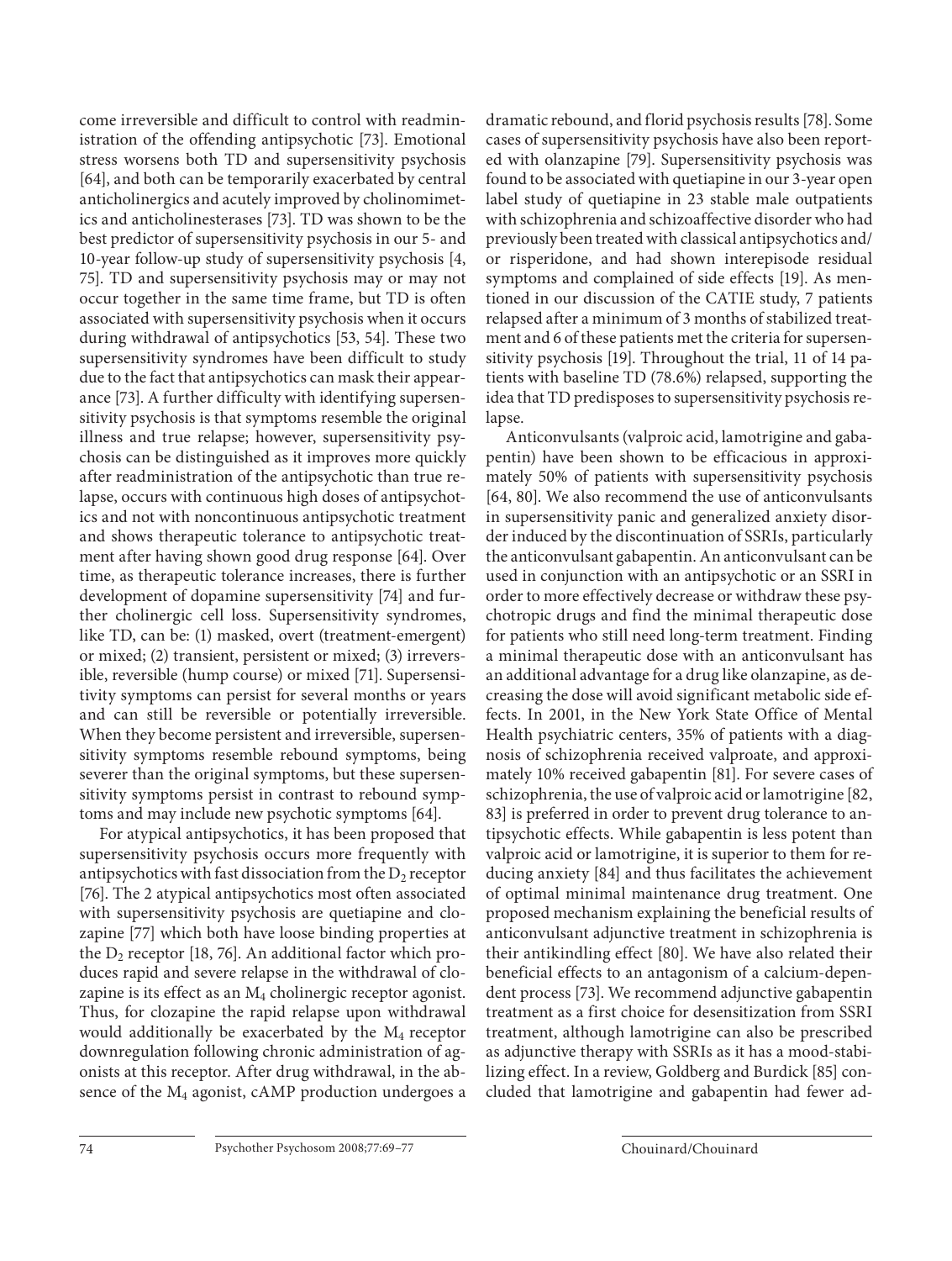come irreversible and difficult to control with readministration of the offending antipsychotic [73]. Emotional stress worsens both TD and supersensitivity psychosis [64], and both can be temporarily exacerbated by central anticholinergics and acutely improved by cholinomimetics and anticholinesterases [73]. TD was shown to be the best predictor of supersensitivity psychosis in our 5- and 10-year follow-up study of supersensitivity psychosis [4, 75]. TD and supersensitivity psychosis may or may not occur together in the same time frame, but TD is often associated with supersensitivity psychosis when it occurs during withdrawal of antipsychotics [53, 54]. These two supersensitivity syndromes have been difficult to study due to the fact that antipsychotics can mask their appearance [73]. A further difficulty with identifying supersensitivity psychosis is that symptoms resemble the original illness and true relapse; however, supersensitivity psychosis can be distinguished as it improves more quickly after readministration of the antipsychotic than true relapse, occurs with continuous high doses of antipsychotics and not with noncontinuous antipsychotic treatment and shows therapeutic tolerance to antipsychotic treatment after having shown good drug response [64]. Over time, as therapeutic tolerance increases, there is further development of dopamine supersensitivity [74] and further cholinergic cell loss. Supersensitivity syndromes, like TD, can be: (1) masked, overt (treatment-emergent) or mixed; (2) transient, persistent or mixed; (3) irreversible, reversible (hump course) or mixed [71]. Supersensitivity symptoms can persist for several months or years and can still be reversible or potentially irreversible. When they become persistent and irreversible, supersensitivity symptoms resemble rebound symptoms, being severer than the original symptoms, but these supersensitivity symptoms persist in contrast to rebound symptoms and may include new psychotic symptoms [64].

For atypical antipsychotics, it has been proposed that supersensitivity psychosis occurs more frequently with antipsychotics with fast dissociation from the $D_2$ receptor [76]. The 2 atypical antipsychotics most often associated with supersensitivity psychosis are quetiapine and clozapine [77] which both have loose binding properties at the $D_2$ receptor [18, 76]. An additional factor which produces rapid and severe relapse in the withdrawal of clozapine is its effect as an $M_4$ cholinergic receptor agonist. Thus, for clozapine the rapid relapse upon withdrawal would additionally be exacerbated by the $M_4$ receptor downregulation following chronic administration of agonists at this receptor. After drug withdrawal, in the absence of the $M_4$ agonist, cAMP production undergoes a dramatic rebound, and florid psychosis results [78]. Some cases of supersensitivity psychosis have also been reported with olanzapine [79]. Supersensitivity psychosis was found to be associated with quetiapine in our 3-year open label study of quetiapine in 23 stable male outpatients with schizophrenia and schizoaffective disorder who had previously been treated with classical antipsychotics and/or risperidone, and had shown interepisode residual symptoms and complained of side effects [19]. As mentioned in our discussion of the CATIE study, 7 patients relapsed after a minimum of 3 months of stabilized treatment and 6 of these patients met the criteria for supersensitivity psychosis [19]. Throughout the trial, 11 of 14 patients with baseline TD (78.6%) relapsed, supporting the idea that TD predisposes to supersensitivity psychosis relapse.

Anticonvulsants (valproic acid, lamotrigine and gabapentin) have been shown to be efficacious in approximately 50% of patients with supersensitivity psychosis [64, 80]. We also recommend the use of anticonvulsants in supersensitivity panic and generalized anxiety disorder induced by the discontinuation of SSRIs, particularly the anticonvulsant gabapentin. An anticonvulsant can be used in conjunction with an antipsychotic or an SSRI in order to more effectively decrease or withdraw these psychotropic drugs and find the minimal therapeutic dose for patients who still need long-term treatment. Finding a minimal therapeutic dose with an anticonvulsant has an additional advantage for a drug like olanzapine, as decreasing the dose will avoid significant metabolic side effects. In 2001, in the New York State Office of Mental Health psychiatric centers, 35% of patients with a diagnosis of schizophrenia received valproate, and approximately 10% received gabapentin [81]. For severe cases of schizophrenia, the use of valproic acid or lamotrigine [82, 83] is preferred in order to prevent drug tolerance to antipsychotic effects. While gabapentin is less potent than valproic acid or lamotrigine, it is superior to them for reducing anxiety [84] and thus facilitates the achievement of optimal minimal maintenance drug treatment. One proposed mechanism explaining the beneficial results of anticonvulsant adjunctive treatment in schizophrenia is their antikindling effect [80]. We have also related their beneficial effects to an antagonism of a calcium-dependent process [73]. We recommend adjunctive gabapentin treatment as a first choice for desensitization from SSRI treatment, although lamotrigine can also be prescribed as adjunctive therapy with SSRIs as it has a mood-stabilizing effect. In a review, Goldberg and Burdick [85] concluded that lamotrigine and gabapentin had fewer ad-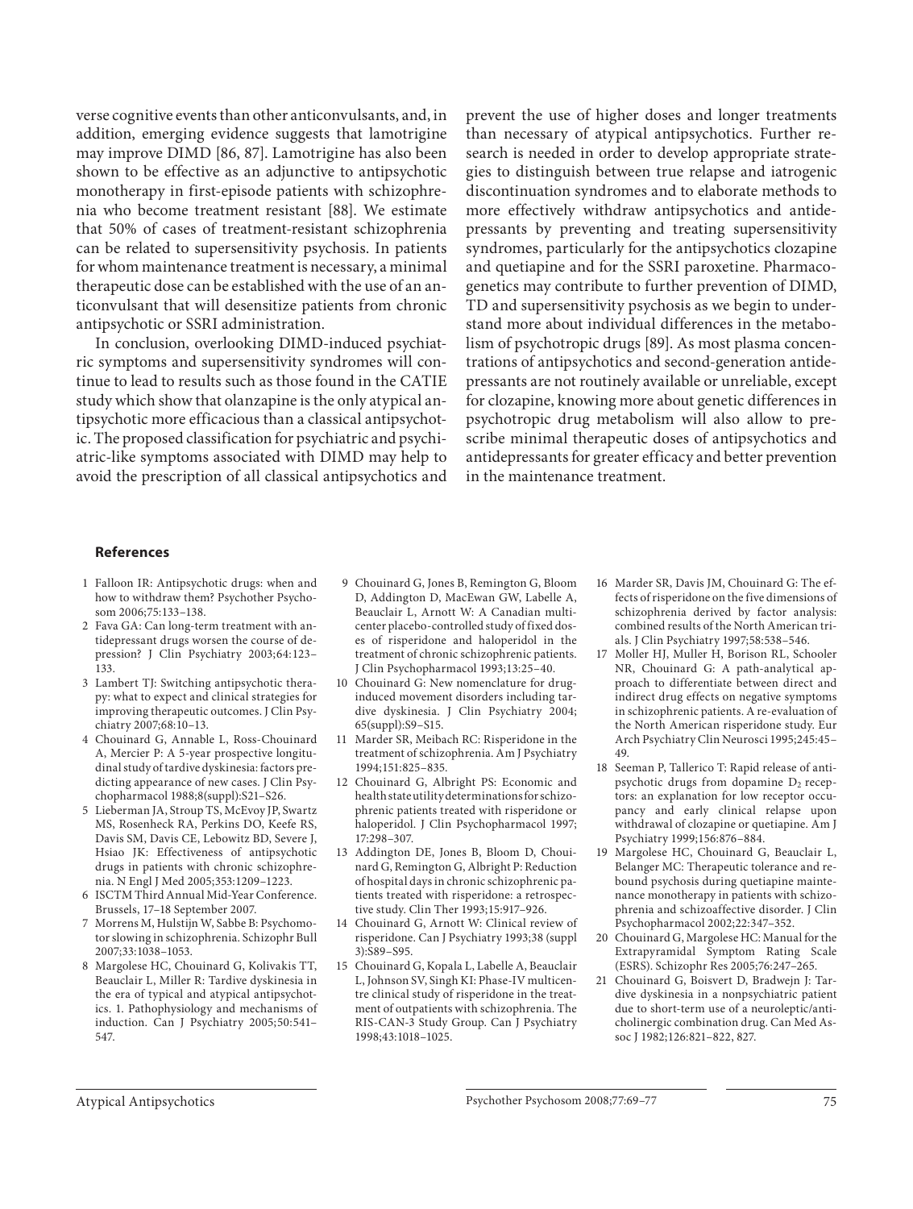verse cognitive events than other anticonvulsants, and, in addition, emerging evidence suggests that lamotrigine may improve DIMD [86, 87]. Lamotrigine has also been shown to be effective as an adjunctive to antipsychotic monotherapy in first-episode patients with schizophrenia who become treatment resistant [88]. We estimate that 50% of cases of treatment-resistant schizophrenia can be related to supersensitivity psychosis. In patients for whom maintenance treatment is necessary, a minimal therapeutic dose can be established with the use of an anticonvulsant that will desensitize patients from chronic antipsychotic or SSRI administration.

In conclusion, overlooking DIMD-induced psychiatric symptoms and supersensitivity syndromes will continue to lead to results such as those found in the CATIE study which show that olanzapine is the only atypical antipsychotic more efficacious than a classical antipsychotic. The proposed classification for psychiatric and psychiatric-like symptoms associated with DIMD may help to avoid the prescription of all classical antipsychotics and prevent the use of higher doses and longer treatments than necessary of atypical antipsychotics. Further research is needed in order to develop appropriate strategies to distinguish between true relapse and iatrogenic discontinuation syndromes and to elaborate methods to more effectively withdraw antipsychotics and antidepressants by preventing and treating supersensitivity syndromes, particularly for the antipsychotics clozapine and quetiapine and for the SSRI paroxetine. Pharmacogenetics may contribute to further prevention of DIMD, TD and supersensitivity psychosis as we begin to understand more about individual differences in the metabolism of psychotropic drugs [89]. As most plasma concentrations of antipsychotics and second-generation antidepressants are not routinely available or unreliable, except for clozapine, knowing more about genetic differences in psychotropic drug metabolism will also allow to prescribe minimal therapeutic doses of antipsychotics and antidepressants for greater efficacy and better prevention in the maintenance treatment.

## References

1. Falloon IR: Antipsychotic drugs: when and how to withdraw them? Psychother Psychosom 2006;75:133–138.
2. Fava GA: Can long-term treatment with antidepressant drugs worsen the course of depression? J Clin Psychiatry 2003;64:123–133.
3. Lambert TJ: Switching antipsychotic therapy: what to expect and clinical strategies for improving therapeutic outcomes. J Clin Psychiatry 2007;68:10–13.
4. Chouinard G, Annable L, Ross-Chouinard A, Mercier P: A 5-year prospective longitudinal study of tardive dyskinesia: factors predicting appearance of new cases. J Clin Psychopharmacol 1988;8(suppl):S21–S26.
5. Lieberman JA, Stroup TS, McEvoy JP, Swartz MS, Rosenheck RA, Perkins DO, Keefe RS, Davis SM, Davis CE, Lebowitz BD, Severe J, Hsiao JK: Effectiveness of antipsychotic drugs in patients with chronic schizophrenia. N Engl J Med 2005;353:1209–1223.
6. ISCTM Third Annual Mid-Year Conference. Brussels, 17–18 September 2007.
7. Morrens M, Hulstijn W, Sabbe B: Psychomotor slowing in schizophrenia. Schizophr Bull 2007;33:1038–1053.
8. Margolese HC, Chouinard G, Kolivakis TT, Beauclair L, Miller R: Tardive dyskinesia in the era of typical and atypical antipsychotics. 1. Pathophysiology and mechanisms of induction. Can J Psychiatry 2005;50:541–547.
9. Chouinard G, Jones B, Remington G, Bloom D, Addington D, MacEwan GW, Labelle A, Beauclair L, Arnott W: A Canadian multicenter placebo-controlled study of fixed doses of risperidone and haloperidol in the treatment of chronic schizophrenic patients. J Clin Psychopharmacol 1993;13:25–40.
10. Chouinard G: New nomenclature for drug-induced movement disorders including tardive dyskinesia. J Clin Psychiatry 2004; 65(suppl):S9–S15.
11. Marder SR, Meibach RC: Risperidone in the treatment of schizophrenia. Am J Psychiatry 1994;151:825–835.
12. Chouinard G, Albright PS: Economic and health state utility determinations for schizophrenic patients treated with risperidone or haloperidol. J Clin Psychopharmacol 1997; 17:298–307.
13. Addington DE, Jones B, Bloom D, Chouinard G, Remington G, Albright P: Reduction of hospital days in chronic schizophrenic patients treated with risperidone: a retrospective study. Clin Ther 1993;15:917–926.
14. Chouinard G, Arnott W: Clinical review of risperidone. Can J Psychiatry 1993;38 (suppl 3):S89–S95.
15. Chouinard G, Kopala L, Labelle A, Beauclair L, Johnson SV, Singh KI: Phase-IV multicentre clinical study of risperidone in the treatment of outpatients with schizophrenia. The RIS-CAN-3 Study Group. Can J Psychiatry 1998;43:1018–1025.
16. Marder SR, Davis JM, Chouinard G: The effects of risperidone on the five dimensions of schizophrenia derived by factor analysis: combined results of the North American trials. J Clin Psychiatry 1997;58:538–546.
17. Moller HJ, Muller H, Borison RL, Schooler NR, Chouinard G: A path-analytical approach to differentiate between direct and indirect drug effects on negative symptoms in schizophrenic patients. A re-evaluation of the North American risperidone study. Eur Arch Psychiatry Clin Neurosci 1995;245:45–49.
18. Seeman P, Tallerico T: Rapid release of antipsychotic drugs from dopamine $D_2$ receptors: an explanation for low receptor occupancy and early clinical relapse upon withdrawal of clozapine or quetiapine. Am J Psychiatry 1999;156:876–884.
19. Margolese HC, Chouinard G, Beauclair L, Belanger MC: Therapeutic tolerance and rebound psychosis during quetiapine maintenance monotherapy in patients with schizophrenia and schizoaffective disorder. J Clin Psychopharmacol 2002;22:347–352.
20. Chouinard G, Margolese HC: Manual for the Extrapyramidal Symptom Rating Scale (ESRS). Schizophr Res 2005;76:247–265.
21. Chouinard G, Boisvert D, Bradwejn J: Tardive dyskinesia in a nonpsychiatric patient due to short-term use of a neuroleptic/anticholinergic combination drug. Can Med Assoc J 1982;126:821–822, 827.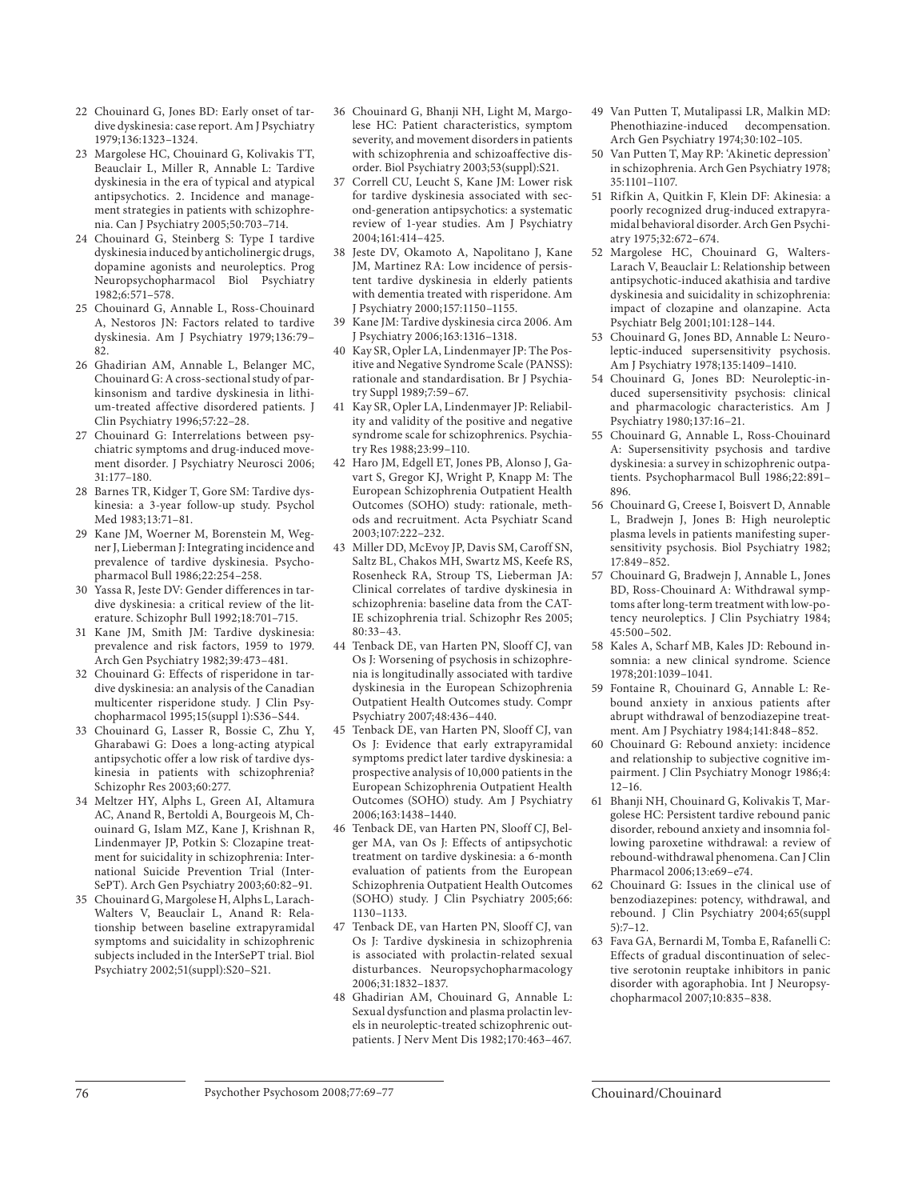22 Chouinard G, Jones BD: Early onset of tardive dyskinesia: case report. Am J Psychiatry 1979;136:1323–1324.

23 Margolese HC, Chouinard G, Kolivakis TT, Beauclair L, Miller R, Annable L: Tardive dyskinesia in the era of typical and atypical antipsychotics. 2. Incidence and management strategies in patients with schizophrenia. Can J Psychiatry 2005;50:703–714.

24 Chouinard G, Steinberg S: Type I tardive dyskinesia induced by anticholinergic drugs, dopamine agonists and neuroleptics. Prog Neuropsychopharmacol Biol Psychiatry 1982;6:571–578.

25 Chouinard G, Annable L, Ross-Chouinard A, Nestoros JN: Factors related to tardive dyskinesia. Am J Psychiatry 1979;136:79–82.

26 Ghadirian AM, Annable L, Belanger MC, Chouinard G: A cross-sectional study of parkinsonism and tardive dyskinesia in lithium-treated affective disordered patients. J Clin Psychiatry 1996;57:22–28.

27 Chouinard G: Interrelations between psychiatric symptoms and drug-induced movement disorder. J Psychiatry Neurosci 2006;31:177–180.

28 Barnes TR, Kidger T, Gore SM: Tardive dyskinesia: a 3-year follow-up study. Psychol Med 1983;13:71–81.

29 Kane JM, Woerner M, Borenstein M, Wegner J, Lieberman J: Integrating incidence and prevalence of tardive dyskinesia. Psychopharmacol Bull 1986;22:254–258.

30 Yassa R, Jeste DV: Gender differences in tardive dyskinesia: a critical review of the literature. Schizophr Bull 1992;18:701–715.

31 Kane JM, Smith JM: Tardive dyskinesia: prevalence and risk factors, 1959 to 1979. Arch Gen Psychiatry 1982;39:473–481.

32 Chouinard G: Effects of risperidone in tardive dyskinesia: an analysis of the Canadian multicenter risperidone study. J Clin Psychopharmacol 1995;15(suppl 1):S36–S44.

33 Chouinard G, Lasser R, Bossie C, Zhu Y, Gharabawi G: Does a long-acting atypical antipsychotic offer a low risk of tardive dyskinesia in patients with schizophrenia? Schizophr Res 2003;60:277.

34 Meltzer HY, Alphs L, Green AI, Altamura AC, Anand R, Bertoldi A, Bourgeois M, Chouinard G, Islam MZ, Kane J, Krishnan R, Lindenmayer JP, Potkin S: Clozapine treatment for suicidality in schizophrenia: International Suicide Prevention Trial (InterSePT). Arch Gen Psychiatry 2003;60:82–91.

35 Chouinard G, Margolese H, Alphs L, Larach-Walters V, Beauclair L, Anand R: Relationship between baseline extrapyramidal symptoms and suicidality in schizophrenic subjects included in the InterSePT trial. Biol Psychiatry 2002;51(suppl):S20–S21.

36 Chouinard G, Bhanji NH, Light M, Margolese HC: Patient characteristics, symptom severity, and movement disorders in patients with schizophrenia and schizoaffective disorder. Biol Psychiatry 2003;53(suppl):S21.

37 Correll CU, Leucht S, Kane JM: Lower risk for tardive dyskinesia associated with second-generation antipsychotics: a systematic review of 1-year studies. Am J Psychiatry 2004;161:414–425.

38 Jeste DV, Okamoto A, Napolitano J, Kane JM, Martinez RA: Low incidence of persistent tardive dyskinesia in elderly patients with dementia treated with risperidone. Am J Psychiatry 2000;157:1150–1155.

39 Kane JM: Tardive dyskinesia circa 2006. Am J Psychiatry 2006;163:1316–1318.

40 Kay SR, Opler LA, Lindenmayer JP: The Positive and Negative Syndrome Scale (PANSS): rationale and standardisation. Br J Psychiatry Suppl 1989;7:59–67.

41 Kay SR, Opler LA, Lindenmayer JP: Reliability and validity of the positive and negative syndrome scale for schizophrenics. Psychiatry Res 1988;23:99–110.

42 Haro JM, Edgell ET, Jones PB, Alonso J, Gavart S, Gregor KJ, Wright P, Knapp M: The European Schizophrenia Outpatient Health Outcomes (SOHO) study: rationale, methods and recruitment. Acta Psychiatr Scand 2003;107:222–232.

43 Miller DD, McEvoy JP, Davis SM, Caroff SN, Saltz BL, Chakos MH, Swartz MS, Keefe RS, Rosenheck RA, Stroup TS, Lieberman JA: Clinical correlates of tardive dyskinesia in schizophrenia: baseline data from the CATIE schizophrenia trial. Schizophr Res 2005;80:33–43.

44 Tenback DE, van Harten PN, Slooff CJ, van Os J: Worsening of psychosis in schizophrenia is longitudinally associated with tardive dyskinesia in the European Schizophrenia Outpatient Health Outcomes study. Compr Psychiatry 2007;48:436–440.

45 Tenback DE, van Harten PN, Slooff CJ, van Os J: Evidence that early extrapyramidal symptoms predict later tardive dyskinesia: a prospective analysis of 10,000 patients in the European Schizophrenia Outpatient Health Outcomes (SOHO) study. Am J Psychiatry 2006;163:1438–1440.

46 Tenback DE, van Harten PN, Slooff CJ, Belger MA, van Os J: Effects of antipsychotic treatment on tardive dyskinesia: a 6-month evaluation of patients from the European Schizophrenia Outpatient Health Outcomes (SOHO) study. J Clin Psychiatry 2005;66:1130–1133.

47 Tenback DE, van Harten PN, Slooff CJ, van Os J: Tardive dyskinesia in schizophrenia is associated with prolactin-related sexual disturbances. Neuropsychopharmacology 2006;31:1832–1837.

48 Ghadirian AM, Chouinard G, Annable L: Sexual dysfunction and plasma prolactin levels in neuroleptic-treated schizophrenic outpatients. J Nerv Ment Dis 1982;170:463–467.

49 Van Putten T, Mutalipassi LR, Malkin MD: Phenothiazine-induced decompensation. Arch Gen Psychiatry 1974;30:102–105.

50 Van Putten T, May RP: 'Akinetic depression' in schizophrenia. Arch Gen Psychiatry 1978;35:1101–1107.

51 Rifkin A, Quitkin F, Klein DF: Akinesia: a poorly recognized drug-induced extrapyramidal behavioral disorder. Arch Gen Psychiatry 1975;32:672–674.

52 Margolese HC, Chouinard G, Walters-Larach V, Beauclair L: Relationship between antipsychotic-induced akathisia and tardive dyskinesia and suicidality in schizophrenia: impact of clozapine and olanzapine. Acta Psychiatr Belg 2001;101:128–144.

53 Chouinard G, Jones BD, Annable L: Neuroleptic-induced supersensitivity psychosis. Am J Psychiatry 1978;135:1409–1410.

54 Chouinard G, Jones BD: Neuroleptic-induced supersensitivity psychosis: clinical and pharmacologic characteristics. Am J Psychiatry 1980;137:16–21.

55 Chouinard G, Annable L, Ross-Chouinard A: Supersensitivity psychosis and tardive dyskinesia: a survey in schizophrenic outpatients. Psychopharmacol Bull 1986;22:891–896.

56 Chouinard G, Creese I, Boisvert D, Annable L, Bradwejn J, Jones B: High neuroleptic plasma levels in patients manifesting supersensitivity psychosis. Biol Psychiatry 1982;17:849–852.

57 Chouinard G, Bradwejn J, Annable L, Jones BD, Ross-Chouinard A: Withdrawal symptoms after long-term treatment with low-potency neuroleptics. J Clin Psychiatry 1984;45:500–502.

58 Kales A, Scharf MB, Kales JD: Rebound insomnia: a new clinical syndrome. Science 1978;201:1039–1041.

59 Fontaine R, Chouinard G, Annable L: Rebound anxiety in anxious patients after abrupt withdrawal of benzodiazepine treatment. Am J Psychiatry 1984;141:848–852.

60 Chouinard G: Rebound anxiety: incidence and relationship to subjective cognitive impairment. J Clin Psychiatry Monogr 1986;4:12–16.

61 Bhanji NH, Chouinard G, Kolivakis T, Margolese HC: Persistent tardive rebound panic disorder, rebound anxiety and insomnia following paroxetine withdrawal: a review of rebound-withdrawal phenomena. Can J Clin Pharmacol 2006;13:e69–e74.

62 Chouinard G: Issues in the clinical use of benzodiazepines: potency, withdrawal, and rebound. J Clin Psychiatry 2004;65(suppl 5):7–12.

63 Fava GA, Bernardi M, Tomba E, Rafanelli C: Effects of gradual discontinuation of selective serotonin reuptake inhibitors in panic disorder with agoraphobia. Int J Neuropsychopharmacol 2007;10:835–838.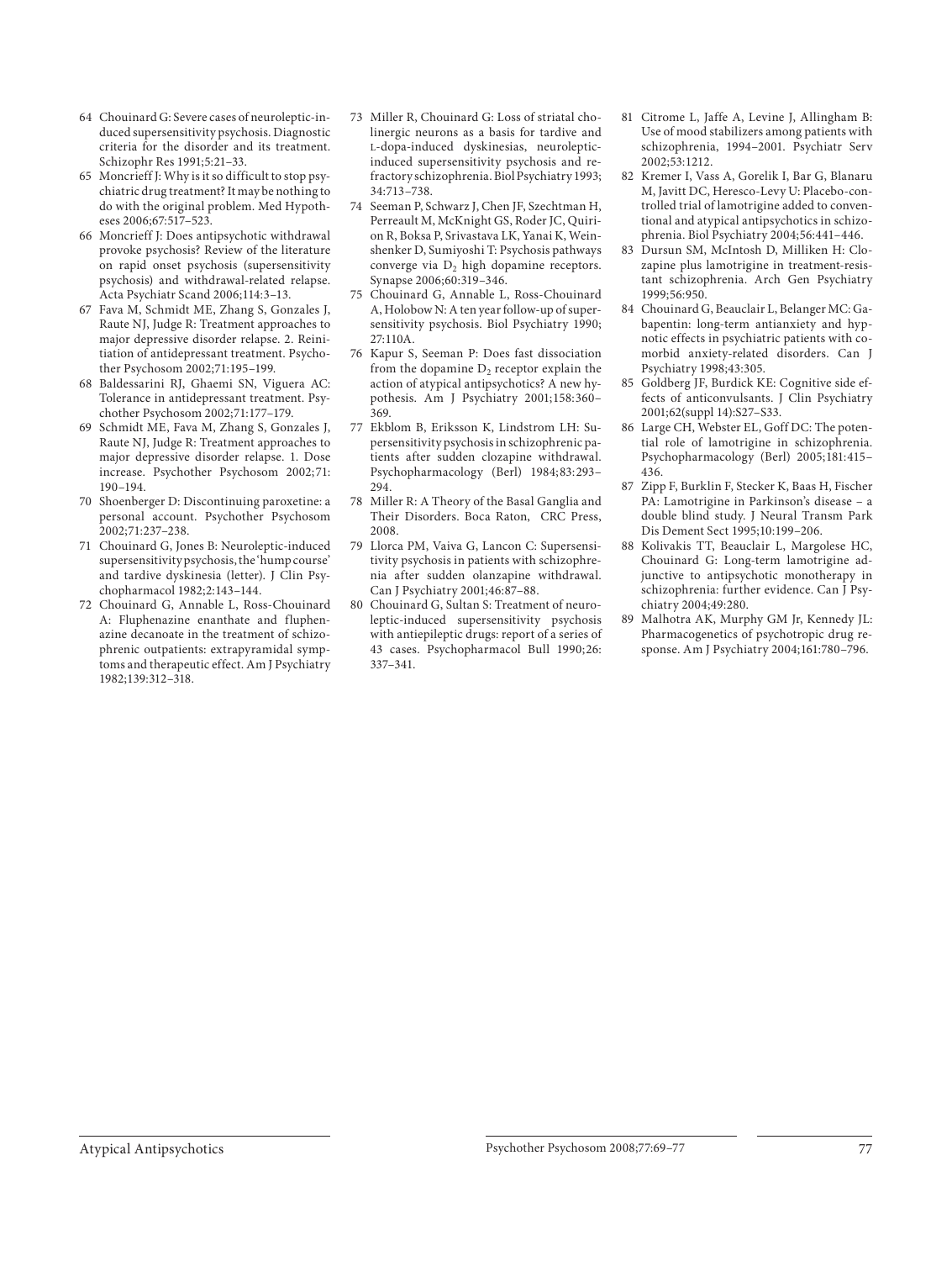64 Chouinard G: Severe cases of neuroleptic-induced supersensitivity psychosis. Diagnostic criteria for the disorder and its treatment. Schizophr Res 1991;5:21–33.

65 Moncrieff J: Why is it so difficult to stop psychiatric drug treatment? It may be nothing to do with the original problem. Med Hypotheses 2006;67:517–523.

66 Moncrieff J: Does antipsychotic withdrawal provoke psychosis? Review of the literature on rapid onset psychosis (supersensitivity psychosis) and withdrawal-related relapse. Acta Psychiatr Scand 2006;114:3–13.

67 Fava M, Schmidt ME, Zhang S, Gonzales J, Raute NJ, Judge R: Treatment approaches to major depressive disorder relapse. 2. Reinitiation of antidepressant treatment. Psychother Psychosom 2002;71:195–199.

68 Baldessarini RJ, Ghaemi SN, Viguera AC: Tolerance in antidepressant treatment. Psychother Psychosom 2002;71:177–179.

69 Schmidt ME, Fava M, Zhang S, Gonzales J, Raute NJ, Judge R: Treatment approaches to major depressive disorder relapse. 1. Dose increase. Psychother Psychosom 2002;71:190–194.

70 Shoenberger D: Discontinuing paroxetine: a personal account. Psychother Psychosom 2002;71:237–238.

71 Chouinard G, Jones B: Neuroleptic-induced supersensitivity psychosis, the 'hump course' and tardive dyskinesia (letter). J Clin Psychopharmacol 1982;2:143–144.

72 Chouinard G, Annable L, Ross-Chouinard A: Fluphenazine enanthate and fluphenazine decanoate in the treatment of schizophrenic outpatients: extrapyramidal symptoms and therapeutic effect. Am J Psychiatry 1982;139:312–318.

73 Miller R, Chouinard G: Loss of striatal cholinergic neurons as a basis for tardive and L-dopa-induced dyskinesias, neuroleptic-induced supersensitivity psychosis and refractory schizophrenia. Biol Psychiatry 1993; 34:713–738.

74 Seeman P, Schwarz J, Chen JF, Szechtman H, Perreault M, McKnight GS, Roder JC, Quirion R, Boksa P, Srivastava LK, Yanai K, Weinshenker D, Sumiyoshi T: Psychosis pathways converge via $D_2$ high dopamine receptors. Synapse 2006;60:319–346.

75 Chouinard G, Annable L, Ross-Chouinard A, Holobow N: A ten year follow-up of supersensitivity psychosis. Biol Psychiatry 1990; 27:110A.

76 Kapur S, Seeman P: Does fast dissociation from the dopamine $D_2$ receptor explain the action of atypical antipsychotics? A new hypothesis. Am J Psychiatry 2001;158:360–369.

77 Ekblom B, Eriksson K, Lindstrom LH: Supersensitivity psychosis in schizophrenic patients after sudden clozapine withdrawal. Psychopharmacology (Berl) 1984;83:293–294.

78 Miller R: A Theory of the Basal Ganglia and Their Disorders. Boca Raton, CRC Press, 2008.

79 Llorca PM, Vaiva G, Lancon C: Supersensitivity psychosis in patients with schizophrenia after sudden olanzapine withdrawal. Can J Psychiatry 2001;46:87–88.

80 Chouinard G, Sultan S: Treatment of neuroleptic-induced supersensitivity psychosis with antiepileptic drugs: report of a series of 43 cases. Psychopharmacol Bull 1990;26: 337–341.

81 Citrome L, Jaffe A, Levine J, Allingham B: Use of mood stabilizers among patients with schizophrenia, 1994–2001. Psychiatr Serv 2002;53:1212.

82 Kremer I, Vass A, Gorelik I, Bar G, Blanaru M, Javitt DC, Heresco-Levy U: Placebo-controlled trial of lamotrigine added to conventional and atypical antipsychotics in schizophrenia. Biol Psychiatry 2004;56:441–446.

83 Dursun SM, McIntosh D, Milliken H: Clozapine plus lamotrigine in treatment-resistant schizophrenia. Arch Gen Psychiatry 1999;56:950.

84 Chouinard G, Beauclair L, Belanger MC: Gabapentin: long-term antianxiety and hypnotic effects in psychiatric patients with comorbid anxiety-related disorders. Can J Psychiatry 1998;43:305.

85 Goldberg JF, Burdick KE: Cognitive side effects of anticonvulsants. J Clin Psychiatry 2001;62(suppl 14):S27–S33.

86 Large CH, Webster EL, Goff DC: The potential role of lamotrigine in schizophrenia. Psychopharmacology (Berl) 2005;181:415–436.

87 Zipp F, Burklin F, Stecker K, Baas H, Fischer PA: Lamotrigine in Parkinson's disease – a double blind study. J Neural Transm Park Dis Dement Sect 1995;10:199–206.

88 Kolivakis TT, Beauclair L, Margolese HC, Chouinard G: Long-term lamotrigine adjunctive to antipsychotic monotherapy in schizophrenia: further evidence. Can J Psychiatry 2004;49:280.

89 Malhotra AK, Murphy GM Jr, Kennedy JL: Pharmacogenetics of psychotropic drug response. Am J Psychiatry 2004;161:780–796.